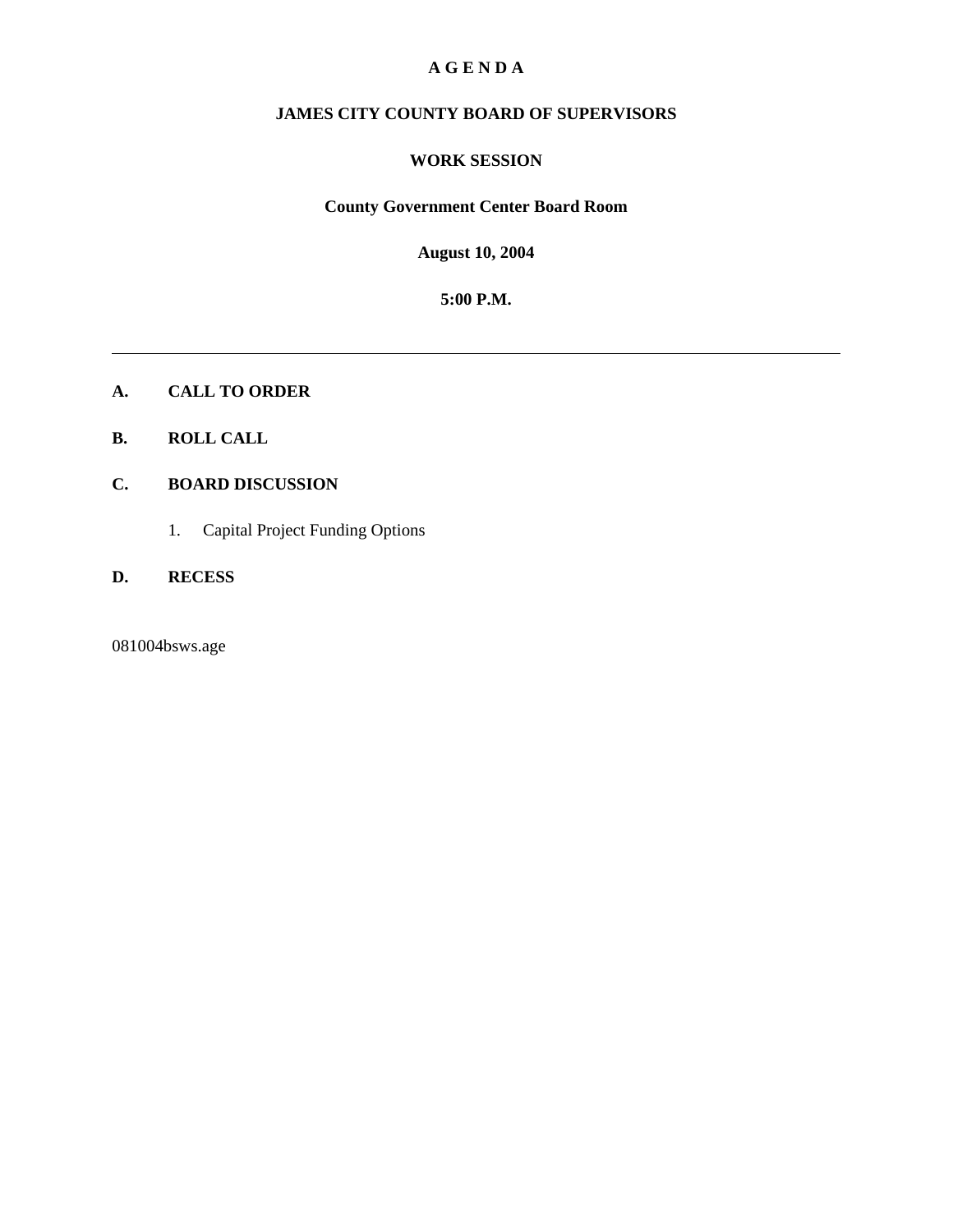# A G E N D A

## JAMES CITY COUNTY BOARD OF SUPERVISORS

## WORK SESSION

**County Government Center Board Room**

**August 10, 2004**

**5:00 P.M.**

---

**A. CALL TO ORDER**

**B. ROLL CALL**

**C. BOARD DISCUSSION**

1. Capital Project Funding Options

**D. RECESS**

081004bsws.age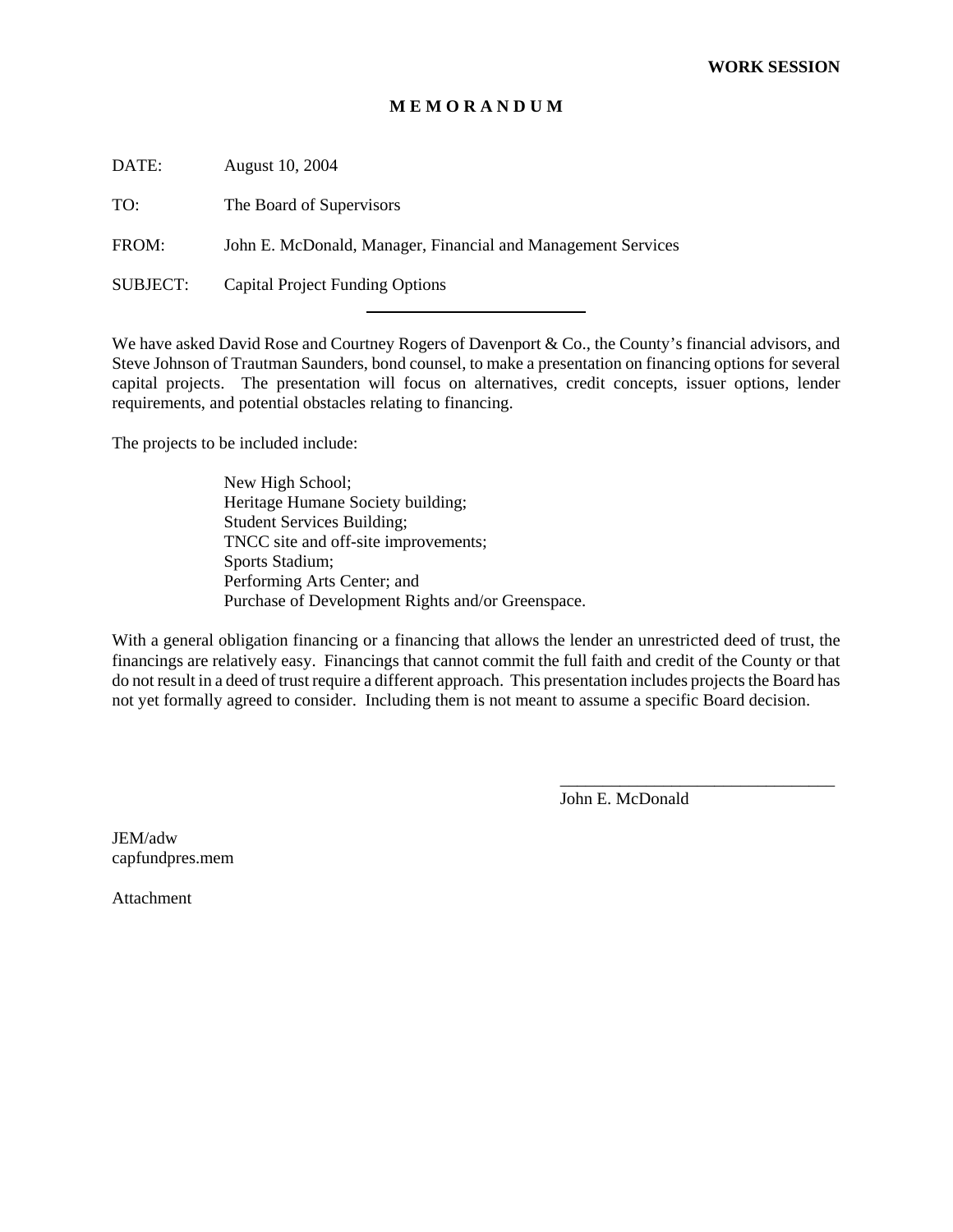**WORK SESSION**

# M E M O R A N D U M

DATE: August 10, 2004

TO: The Board of Supervisors

FROM: John E. McDonald, Manager, Financial and Management Services

SUBJECT: Capital Project Funding Options

---

We have asked David Rose and Courtney Rogers of Davenport & Co., the County's financial advisors, and Steve Johnson of Trautman Saunders, bond counsel, to make a presentation on financing options for several capital projects. The presentation will focus on alternatives, credit concepts, issuer options, lender requirements, and potential obstacles relating to financing.

The projects to be included include:

New High School;
Heritage Humane Society building;
Student Services Building;
TNCC site and off-site improvements;
Sports Stadium;
Performing Arts Center; and
Purchase of Development Rights and/or Greenspace.

With a general obligation financing or a financing that allows the lender an unrestricted deed of trust, the financings are relatively easy. Financings that cannot commit the full faith and credit of the County or that do not result in a deed of trust require a different approach. This presentation includes projects the Board has not yet formally agreed to consider. Including them is not meant to assume a specific Board decision.

John E. McDonald

JEM/adw
capfundpres.mem

Attachment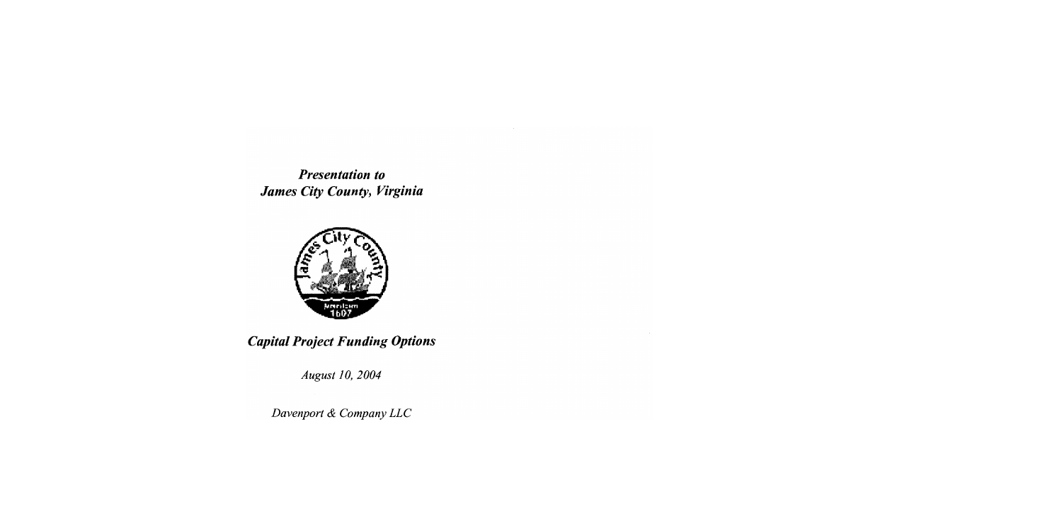***Presentation to***
***James City County, Virginia***

***Capital Project Funding Options***

*August 10, 2004*

*Davenport & Company LLC*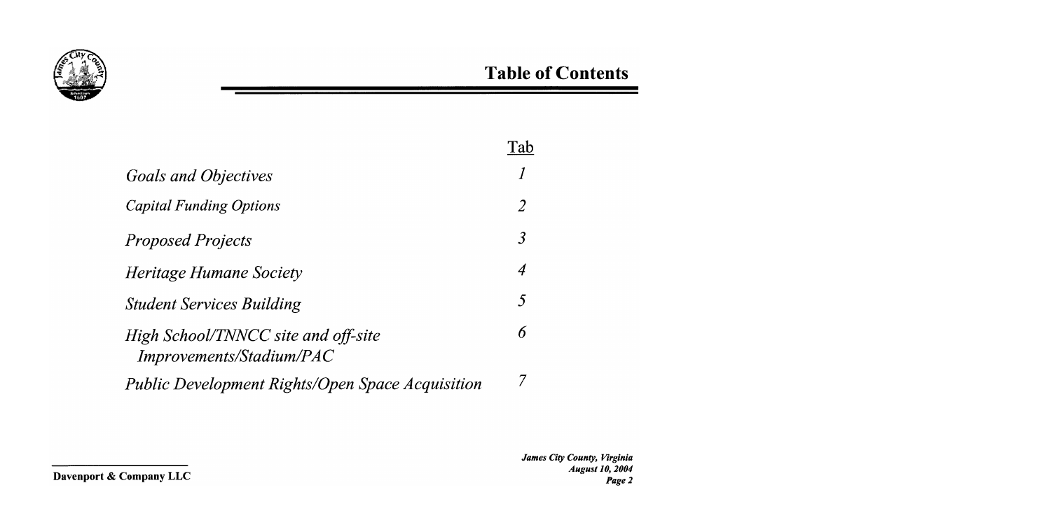# Table of Contents

| | Tab |
|---|---|
| *Goals and Objectives* | *1* |
| *Capital Funding Options* | *2* |
| *Proposed Projects* | *3* |
| *Heritage Humane Society* | *4* |
| *Student Services Building* | *5* |
| *High School/TNNCC site and off-site Improvements/Stadium/PAC* | *6* |
| *Public Development Rights/Open Space Acquisition* | *7* |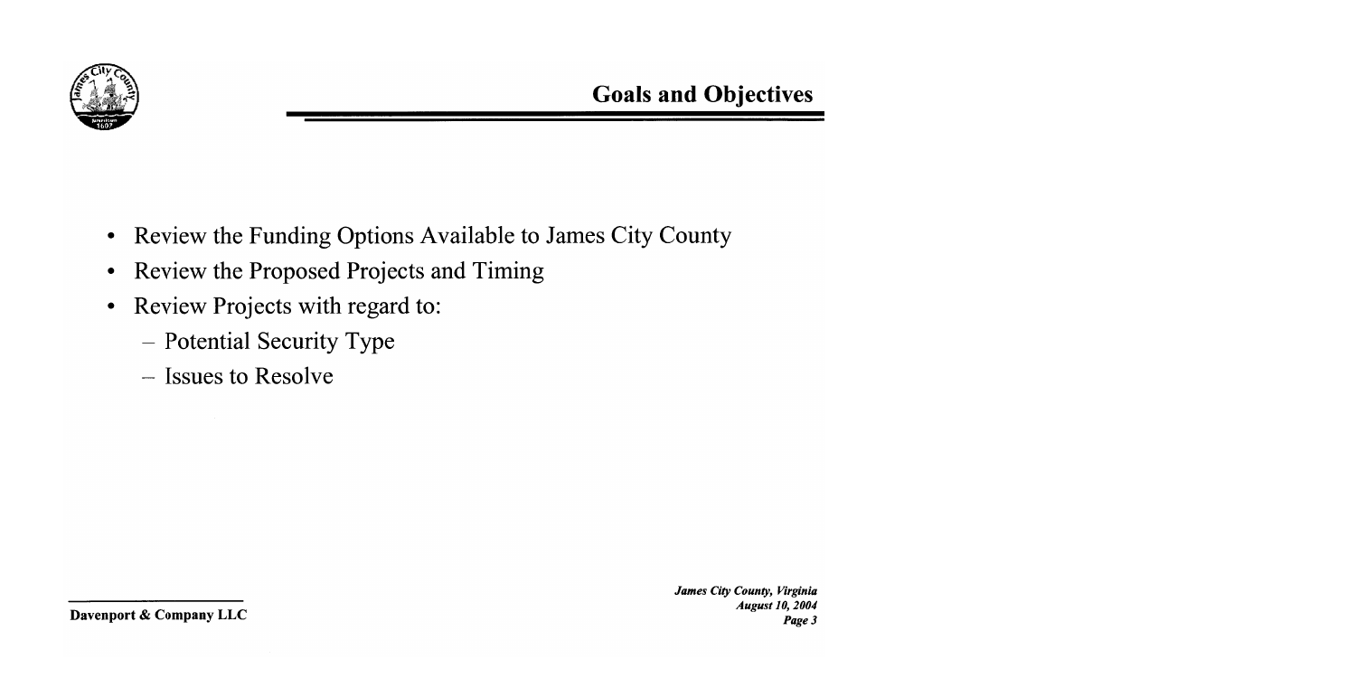## Goals and Objectives

- Review the Funding Options Available to James City County
- Review the Proposed Projects and Timing
- Review Projects with regard to:
  - Potential Security Type
  - Issues to Resolve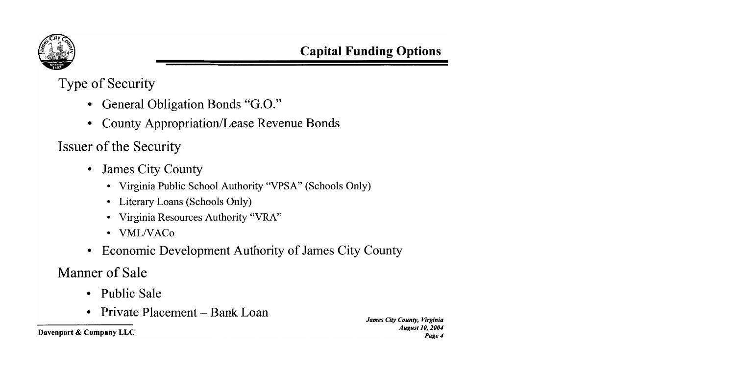# Capital Funding Options

## Type of Security

- General Obligation Bonds "G.O."
- County Appropriation/Lease Revenue Bonds

## Issuer of the Security

- James City County
  - Virginia Public School Authority "VPSA" (Schools Only)
  - Literary Loans (Schools Only)
  - Virginia Resources Authority "VRA"
  - VML/VACo
- Economic Development Authority of James City County

## Manner of Sale

- Public Sale
- Private Placement – Bank Loan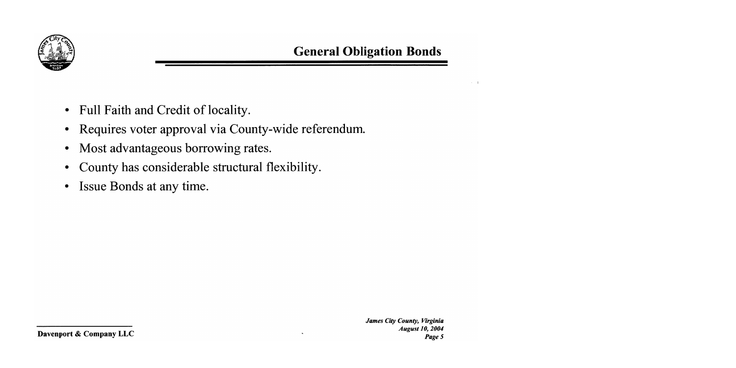# General Obligation Bonds

- Full Faith and Credit of locality.
- Requires voter approval via County-wide referendum.
- Most advantageous borrowing rates.
- County has considerable structural flexibility.
- Issue Bonds at any time.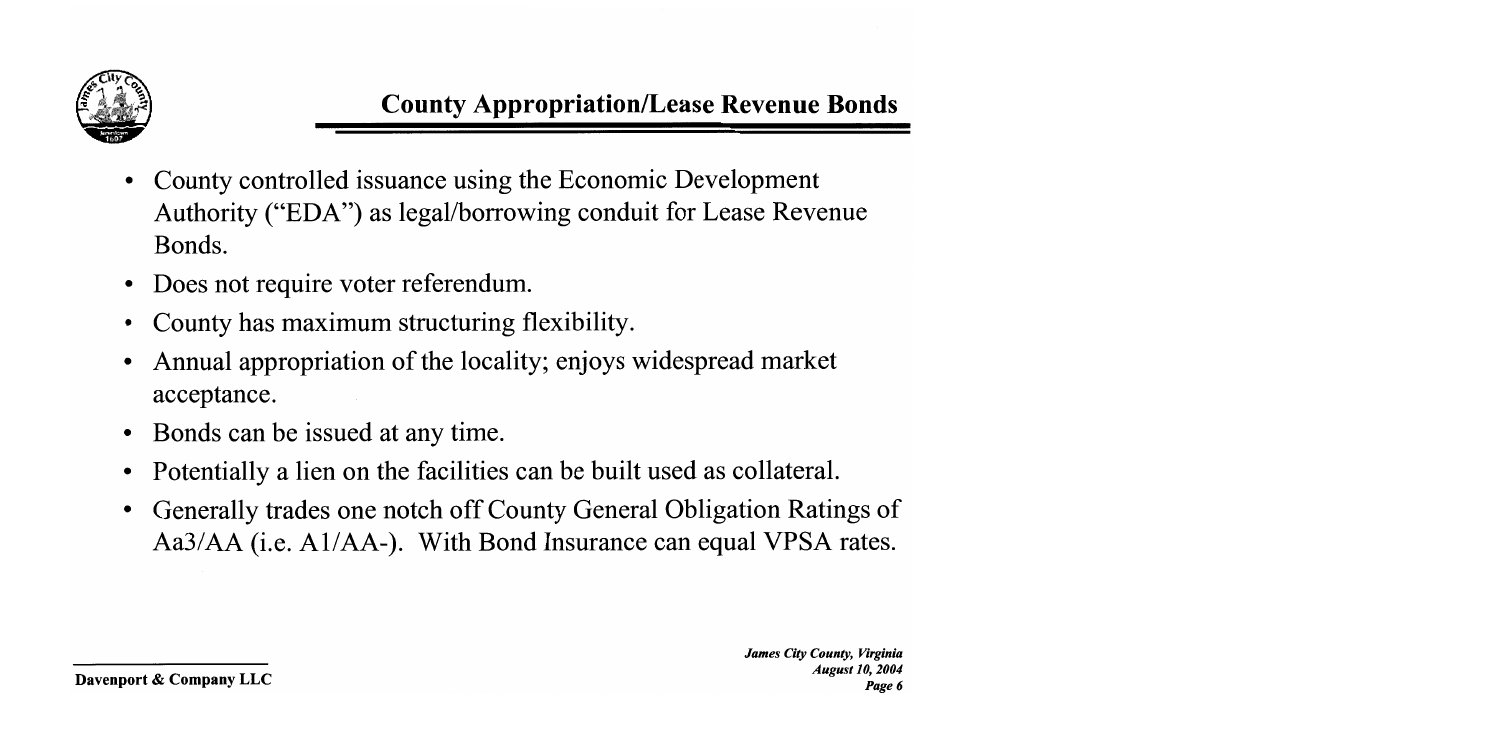## County Appropriation/Lease Revenue Bonds

- County controlled issuance using the Economic Development Authority ("EDA") as legal/borrowing conduit for Lease Revenue Bonds.
- Does not require voter referendum.
- County has maximum structuring flexibility.
- Annual appropriation of the locality; enjoys widespread market acceptance.
- Bonds can be issued at any time.
- Potentially a lien on the facilities can be built used as collateral.
- Generally trades one notch off County General Obligation Ratings of Aa3/AA (i.e. A1/AA-). With Bond Insurance can equal VPSA rates.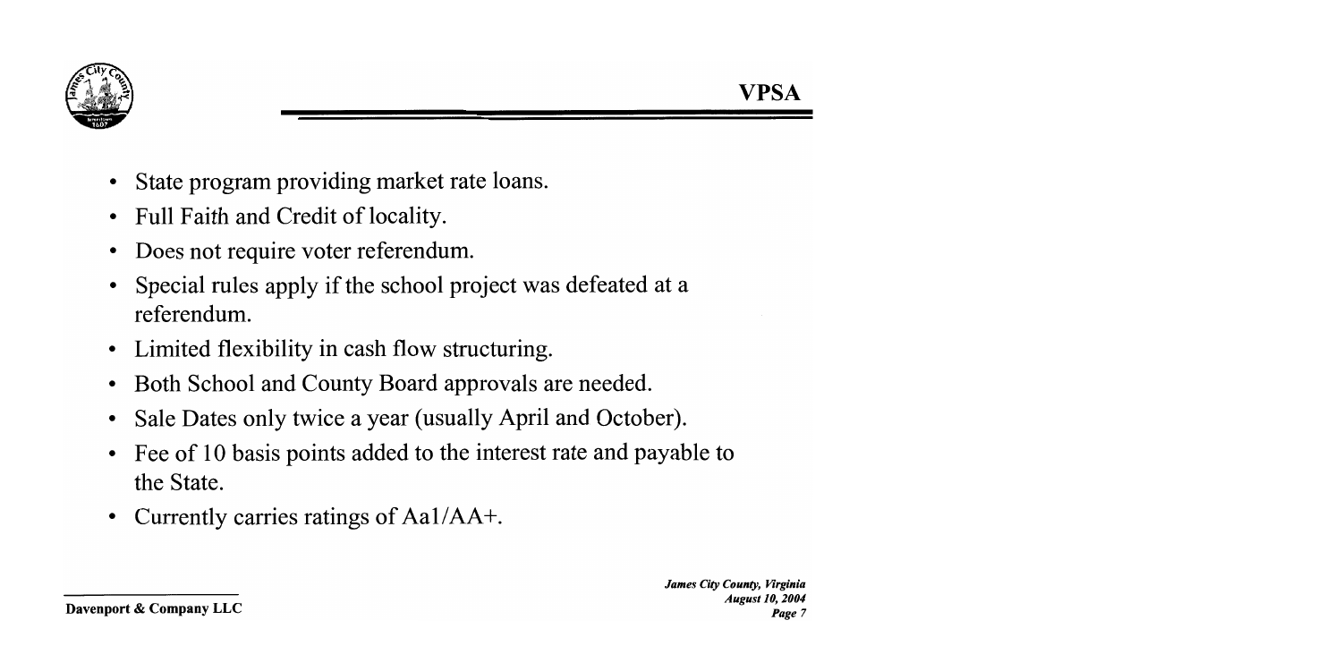# VPSA

- State program providing market rate loans.
- Full Faith and Credit of locality.
- Does not require voter referendum.
- Special rules apply if the school project was defeated at a referendum.
- Limited flexibility in cash flow structuring.
- Both School and County Board approvals are needed.
- Sale Dates only twice a year (usually April and October).
- Fee of 10 basis points added to the interest rate and payable to the State.
- Currently carries ratings of Aa1/AA+.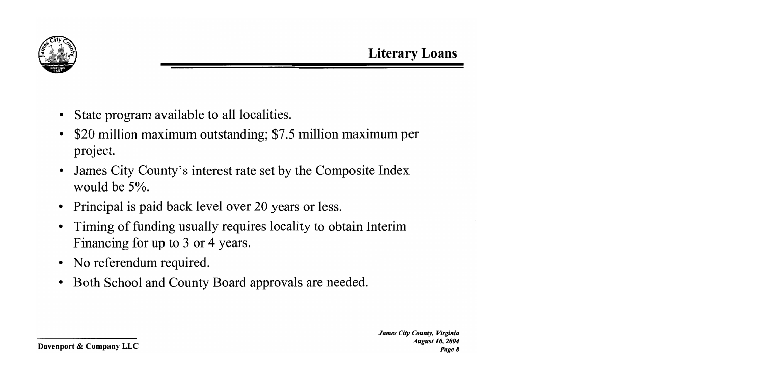## Literary Loans

- State program available to all localities.
- $20 million maximum outstanding; $7.5 million maximum per project.
- James City County's interest rate set by the Composite Index would be 5%.
- Principal is paid back level over 20 years or less.
- Timing of funding usually requires locality to obtain Interim Financing for up to 3 or 4 years.
- No referendum required.
- Both School and County Board approvals are needed.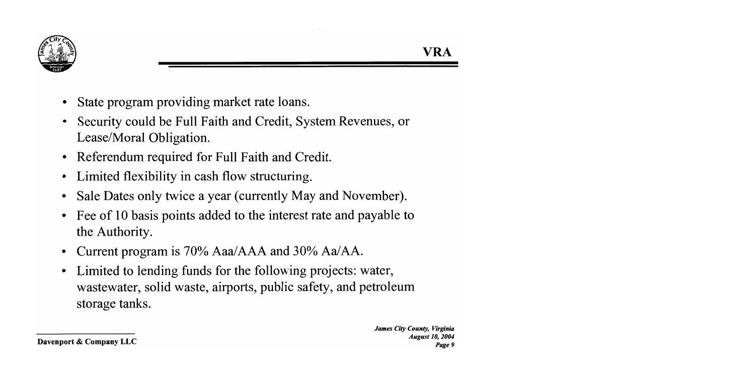# VRA

- State program providing market rate loans.
- Security could be Full Faith and Credit, System Revenues, or Lease/Moral Obligation.
- Referendum required for Full Faith and Credit.
- Limited flexibility in cash flow structuring.
- Sale Dates only twice a year (currently May and November).
- Fee of 10 basis points added to the interest rate and payable to the Authority.
- Current program is 70% Aaa/AAA and 30% Aa/AA.
- Limited to lending funds for the following projects: water, wastewater, solid waste, airports, public safety, and petroleum storage tanks.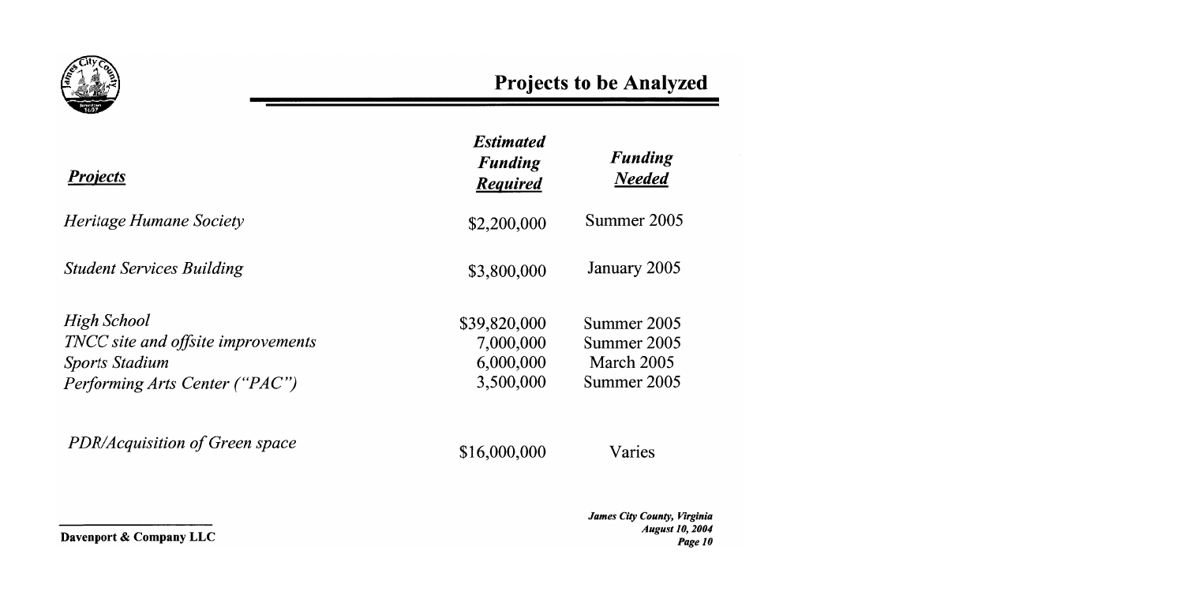# Projects to be Analyzed

| ***Projects*** | ***Estimated Funding Required*** | ***Funding Needed*** |
|---|---|---|
| *Heritage Humane Society* | \$2,200,000 | Summer 2005 |
| *Student Services Building* | \$3,800,000 | January 2005 |
| *High School* | \$39,820,000 | Summer 2005 |
| *TNCC site and offsite improvements* | 7,000,000 | Summer 2005 |
| *Sports Stadium* | 6,000,000 | March 2005 |
| *Performing Arts Center ("PAC")* | 3,500,000 | Summer 2005 |
| *PDR/Acquisition of Green space* | \$16,000,000 | Varies |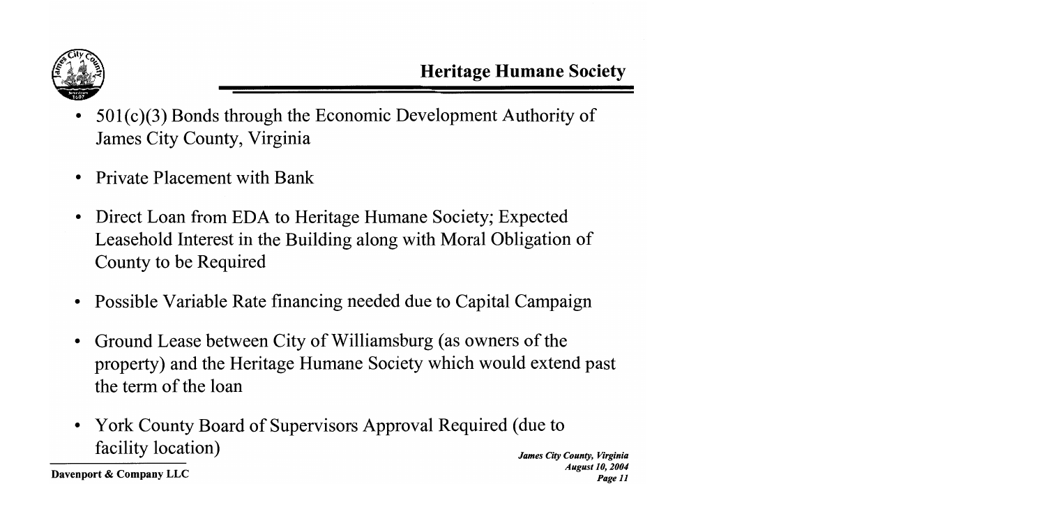# Heritage Humane Society

- 501(c)(3) Bonds through the Economic Development Authority of James City County, Virginia
- Private Placement with Bank
- Direct Loan from EDA to Heritage Humane Society; Expected Leasehold Interest in the Building along with Moral Obligation of County to be Required
- Possible Variable Rate financing needed due to Capital Campaign
- Ground Lease between City of Williamsburg (as owners of the property) and the Heritage Humane Society which would extend past the term of the loan
- York County Board of Supervisors Approval Required (due to facility location)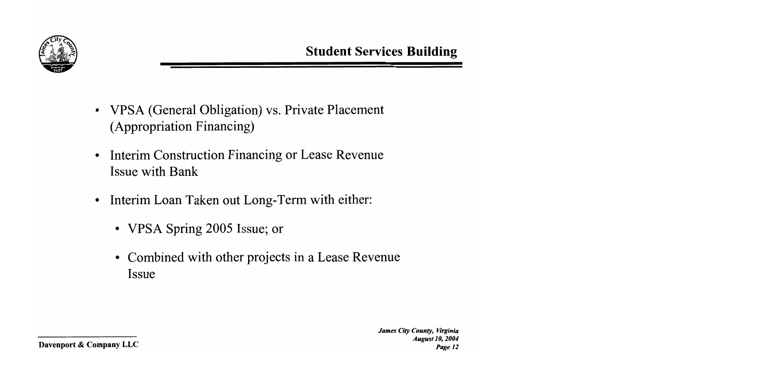## Student Services Building

- VPSA (General Obligation) vs. Private Placement (Appropriation Financing)
- Interim Construction Financing or Lease Revenue Issue with Bank
- Interim Loan Taken out Long-Term with either:
  - VPSA Spring 2005 Issue; or
  - Combined with other projects in a Lease Revenue Issue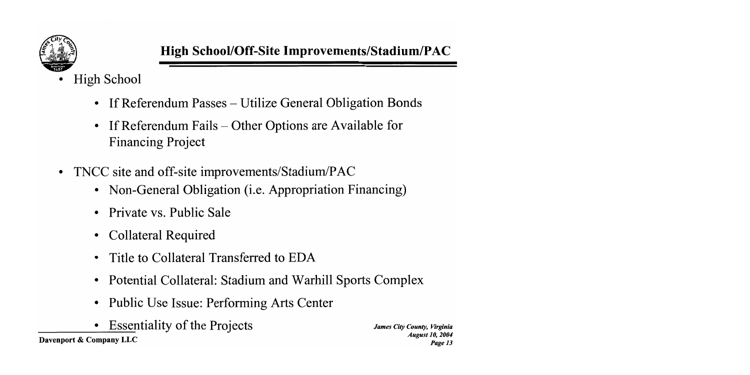## High School/Off-Site Improvements/Stadium/PAC

- High School
  - If Referendum Passes – Utilize General Obligation Bonds
  - If Referendum Fails – Other Options are Available for Financing Project
- TNCC site and off-site improvements/Stadium/PAC
  - Non-General Obligation (i.e. Appropriation Financing)
  - Private vs. Public Sale
  - Collateral Required
  - Title to Collateral Transferred to EDA
  - Potential Collateral: Stadium and Warhill Sports Complex
  - Public Use Issue: Performing Arts Center
  - Essentiality of the Projects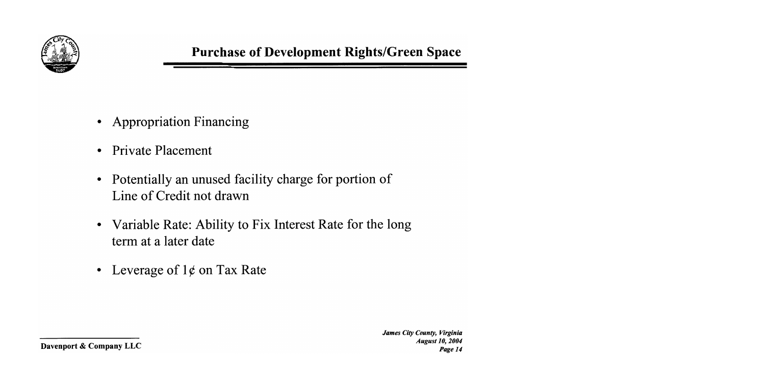## Purchase of Development Rights/Green Space

- Appropriation Financing
- Private Placement
- Potentially an unused facility charge for portion of Line of Credit not drawn
- Variable Rate: Ability to Fix Interest Rate for the long term at a later date
- Leverage of 1¢ on Tax Rate